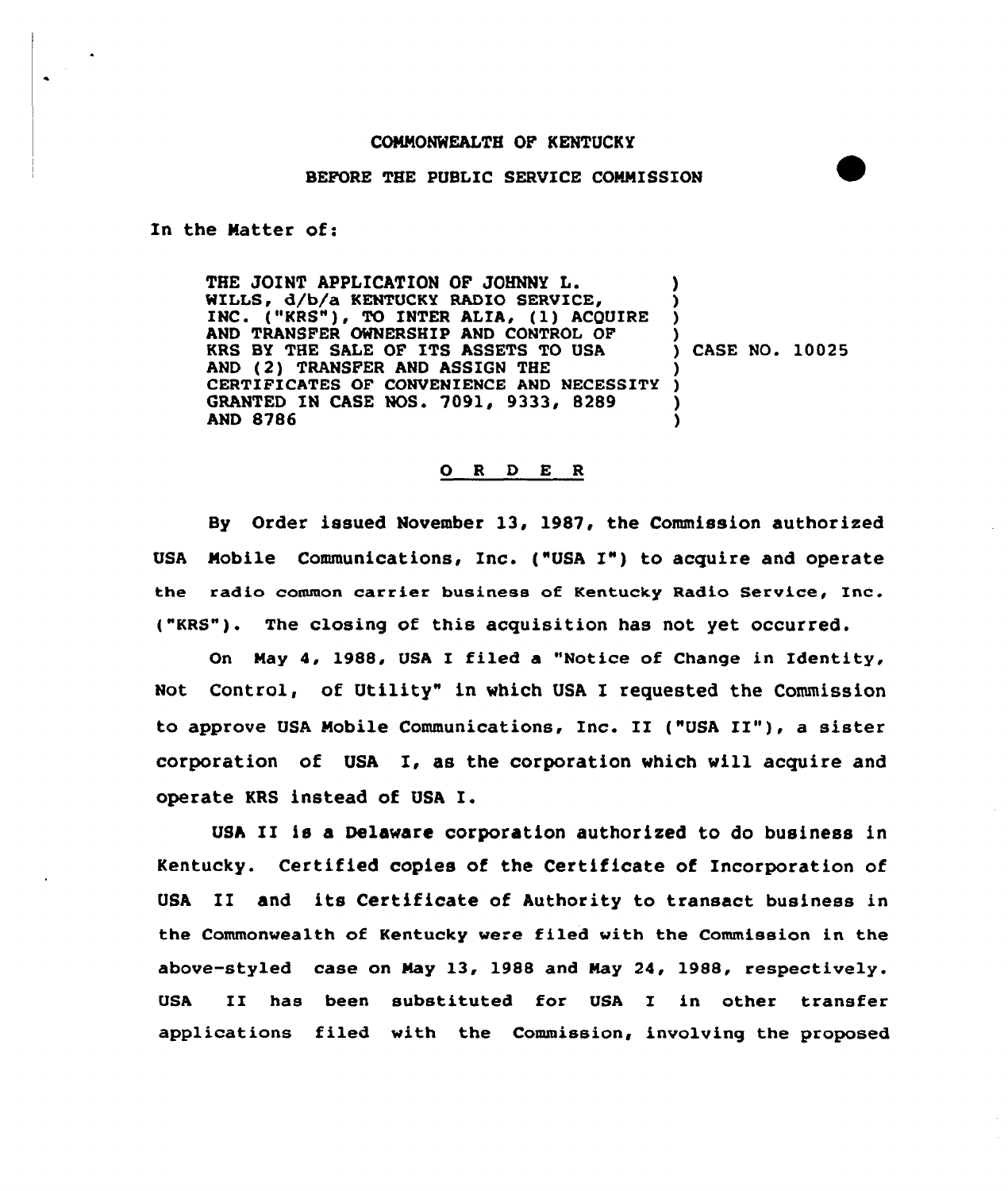COMMONWEALTH OF KENTUCKY

BEFORE THE PUBLIC SERVICE COMMISSION

In the Matter of:

THE JOINT APPLICATION OF JOHNNY L. WILLS, d/b/a KENTUCKY RADIO SERVICE, INC. ("KRS"), TO INTER ALIA, (1) ACQUIRE AND TRANSFER OWNERSHIP AND CONTROL OF KRS BY THE SALE OF ITS ASSETS TO USA AND (2) TRANSFER AND ASSIGN THE CERTIFICATES OF CONVENIENCE AND NECESSITY GRANTED IN CASE NOS. 7091, 9333, 8289 AND 8786 ) CASE NO. 10025

O R D E R

By Order issued November 13, 1987, the Commission authorized USA Mobile Communications, Inc. ("USA I") to acquire and operate the radio common carrier business of Kentucky Radio Service, Inc. ("KRS"). The closing of this acquisition has not yet occurred.

On May 4, 1988, USA I filed a "Notice of Change in Identity, Not Control, of Utility" in which USA I requested the Commission to approve USA Mobile Communications, Inc. II ("USA II"), a sister corporation of USA I, as the corporation which will acquire and operate KRS instead of USA I.

USA II is a Delaware corporation authorized to do business in Kentucky. Certified copies of the Certificate of Incorporation of USA II and its Certificate of Authority to transact business in the Commonwealth of Kentucky were filed with the Commission in the above-styled case on May 13, 1988 and May 24, 1988, respectively. USA II has been substituted for USA I in other transfer applications filed with the Commission, involving the proposed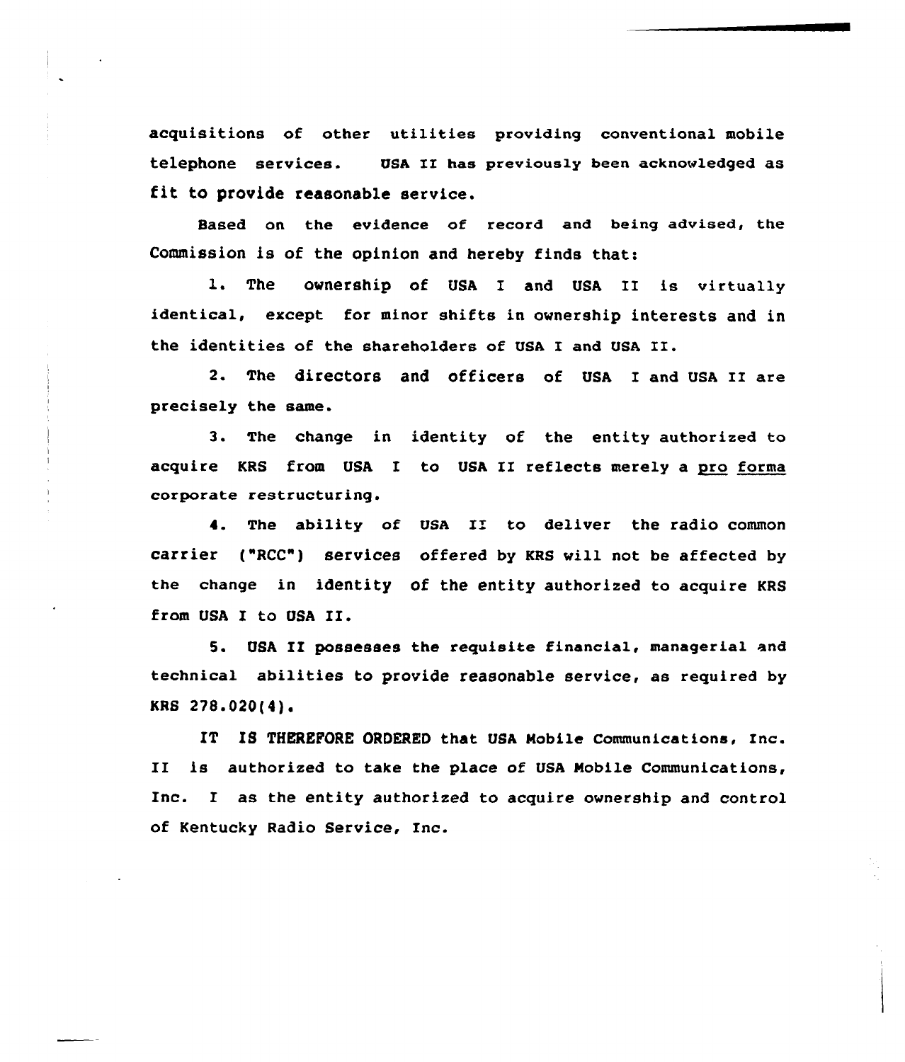acquisitions of other utilities providing conventional mobile telephone services. USA II has previously been acknowledged as fit to provide reasonable service.

Based on the evidence of record and being advised, the Commission is of the opinion and hereby finds that:

1. The ownership of USA I and USA II is virtually identical, except for minor shifts in ownership interests and in the identities of the shareholders of USA I and USA II.

2. The directors and officers of USA I and USA II are precisely the same.

3. The change in identity of the entity authorized to acquire KRS from USA I to USA II reflects merely a pro forma corporate restructuring.

4. The ability of USA II to deliver the radio common carrier ("RCC") services offered by KRS will not be affected by the change in identity of the entity authorized to acquire KRS from USA I to USA II.

5. USA II possesses the requisite financial, managerial and technical abilities to provide reasonable service, as required by KRS 278.020(4).

IT IS THEREFORE ORDERED that USA Mobile Communications, Inc. II is authorized to take the place of USA Mobile Communications, Inc. I as the entity authorized to acquire ownership and control of Kentucky Radio Service, Inc.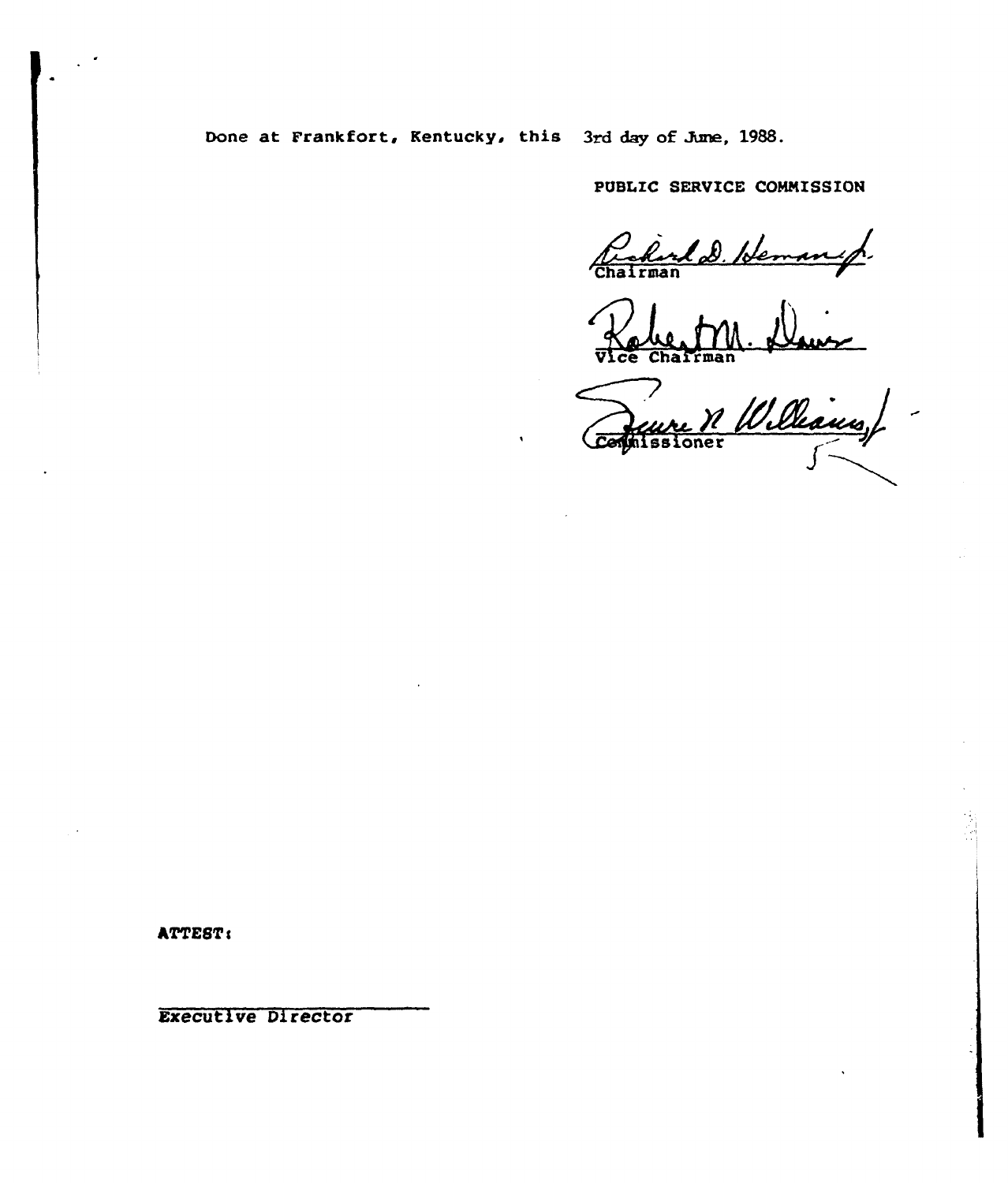Done at Frankfort, Kentucky, this 3rd day of June, 1988.

PUBLIC SERVICE COMMISSION

Chairman

Vice Chairman

Commissioner

ATTEST:

Executive Director